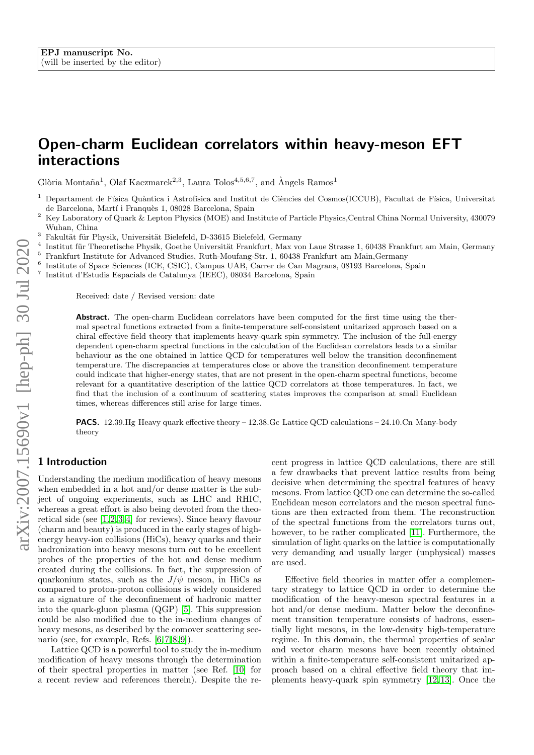EPJ manuscript No.
(will be inserted by the editor)

# Open-charm Euclidean correlators within heavy-meson EFT interactions

Glòria Montaña[1], Olaf Kaczmarek[2,3], Laura Tolos[4,5,6,7], and Àngels Ramos[1]

[1] Departament de Física Quàntica i Astrofísica and Institut de Ciències del Cosmos(ICCUB), Facultat de Física, Universitat de Barcelona, Martí i Franquès 1, 08028 Barcelona, Spain
[2] Key Laboratory of Quark & Lepton Physics (MOE) and Institute of Particle Physics,Central China Normal University, 430079 Wuhan, China
[3] Fakultät für Physik, Universität Bielefeld, D-33615 Bielefeld, Germany
[4] Institut für Theoretische Physik, Goethe Universität Frankfurt, Max von Laue Strasse 1, 60438 Frankfurt am Main, Germany
[5] Frankfurt Institute for Advanced Studies, Ruth-Moufang-Str. 1, 60438 Frankfurt am Main,Germany
[6] Institute of Space Sciences (ICE, CSIC), Campus UAB, Carrer de Can Magrans, 08193 Barcelona, Spain
[7] Institut d'Estudis Espacials de Catalunya (IEEC), 08034 Barcelona, Spain

Received: date / Revised version: date

**Abstract.** The open-charm Euclidean correlators have been computed for the first time using the thermal spectral functions extracted from a finite-temperature self-consistent unitarized approach based on a chiral effective field theory that implements heavy-quark spin symmetry. The inclusion of the full-energy dependent open-charm spectral functions in the calculation of the Euclidean correlators leads to a similar behaviour as the one obtained in lattice QCD for temperatures well below the transition deconfinement temperature. The discrepancies at temperatures close or above the transition deconfinement temperature could indicate that higher-energy states, that are not present in the open-charm spectral functions, become relevant for a quantitative description of the lattice QCD correlators at those temperatures. In fact, we find that the inclusion of a continuum of scattering states improves the comparison at small Euclidean times, whereas differences still arise for large times.

**PACS.** 12.39.Hg Heavy quark effective theory – 12.38.Gc Lattice QCD calculations – 24.10.Cn Many-body theory

## 1 Introduction

Understanding the medium modification of heavy mesons when embedded in a hot and/or dense matter is the subject of ongoing experiments, such as LHC and RHIC, whereas a great effort is also being devoted from the theoretical side (see [1,2,3,4] for reviews). Since heavy flavour (charm and beauty) is produced in the early stages of high-energy heavy-ion collisions (HiCs), heavy quarks and their hadronization into heavy mesons turn out to be excellent probes of the properties of the hot and dense medium created during the collisions. In fact, the suppression of quarkonium states, such as the $J/\psi$ meson, in HiCs as compared to proton-proton collisions is widely considered as a signature of the deconfinement of hadronic matter into the quark-gluon plasma (QGP) [5]. This suppression could be also modified due to the in-medium changes of heavy mesons, as described by the comover scattering scenario (see, for example, Refs. [6,7,8,9]).

Lattice QCD is a powerful tool to study the in-medium modification of heavy mesons through the determination of their spectral properties in matter (see Ref. [10] for a recent review and references therein). Despite the recent progress in lattice QCD calculations, there are still a few drawbacks that prevent lattice results from being decisive when determining the spectral features of heavy mesons. From lattice QCD one can determine the so-called Euclidean meson correlators and the meson spectral functions are then extracted from them. The reconstruction of the spectral functions from the correlators turns out, however, to be rather complicated [11]. Furthermore, the simulation of light quarks on the lattice is computationally very demanding and usually larger (unphysical) masses are used.

Effective field theories in matter offer a complementary strategy to lattice QCD in order to determine the modification of the heavy-meson spectral features in a hot and/or dense medium. Matter below the deconfinement transition temperature consists of hadrons, essentially light mesons, in the low-density high-temperature regime. In this domain, the thermal properties of scalar and vector charm mesons have been recently obtained within a finite-temperature self-consistent unitarized approach based on a chiral effective field theory that implements heavy-quark spin symmetry [12,13]. Once the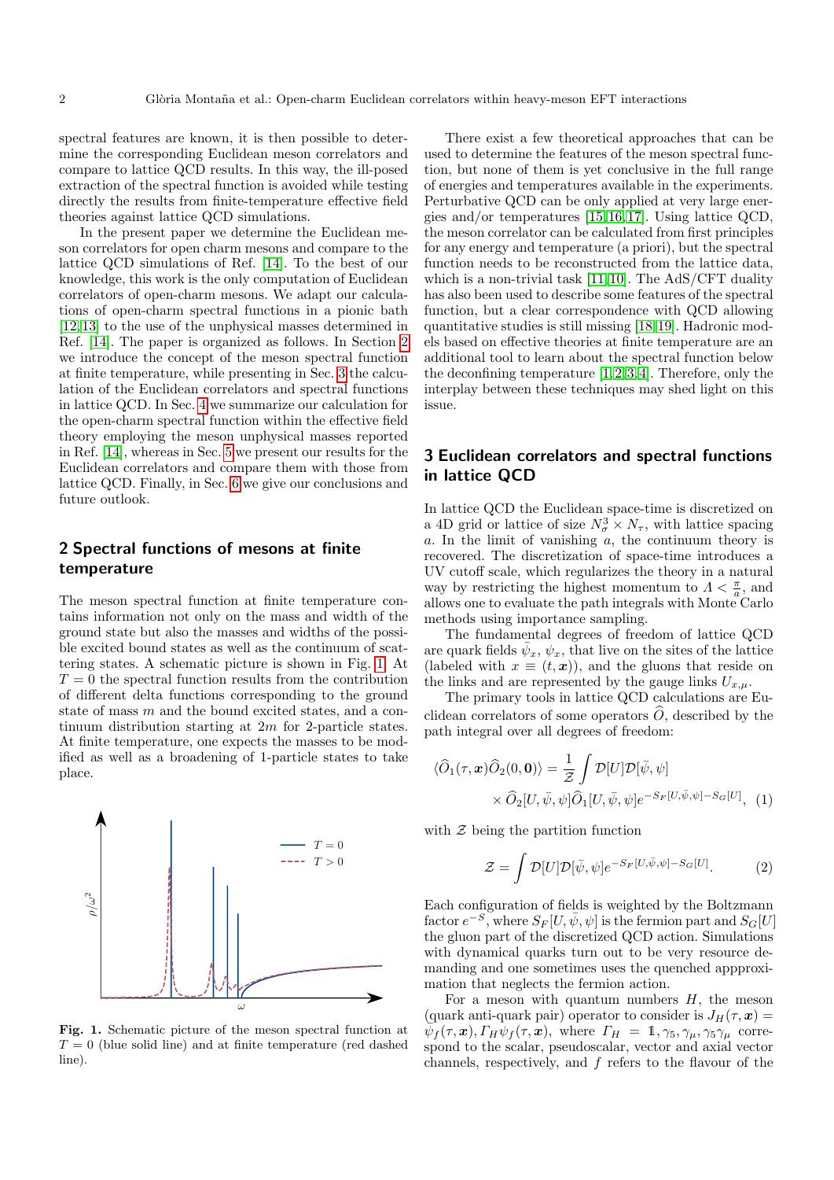spectral features are known, it is then possible to determine the corresponding Euclidean meson correlators and compare to lattice QCD results. In this way, the ill-posed extraction of the spectral function is avoided while testing directly the results from finite-temperature effective field theories against lattice QCD simulations.

In the present paper we determine the Euclidean meson correlators for open charm mesons and compare to the lattice QCD simulations of Ref. [14]. To the best of our knowledge, this work is the only computation of Euclidean correlators of open-charm mesons. We adapt our calculations of open-charm spectral functions in a pionic bath [12,13] to the use of the unphysical masses determined in Ref. [14]. The paper is organized as follows. In Section 2 we introduce the concept of the meson spectral function at finite temperature, while presenting in Sec. 3 the calculation of the Euclidean correlators and spectral functions in lattice QCD. In Sec. 4 we summarize our calculation for the open-charm spectral function within the effective field theory employing the meson unphysical masses reported in Ref. [14], whereas in Sec. 5 we present our results for the Euclidean correlators and compare them with those from lattice QCD. Finally, in Sec. 6 we give our conclusions and future outlook.

## 2 Spectral functions of mesons at finite temperature

The meson spectral function at finite temperature contains information not only on the mass and width of the ground state but also the masses and widths of the possible excited bound states as well as the continuum of scattering states. A schematic picture is shown in Fig. 1. At $T = 0$ the spectral function results from the contribution of different delta functions corresponding to the ground state of mass $m$ and the bound excited states, and a continuum distribution starting at $2m$ for 2-particle states. At finite temperature, one expects the masses to be modified as well as a broadening of 1-particle states to take place.

**Fig. 1.** Schematic picture of the meson spectral function at $T = 0$ (blue solid line) and at finite temperature (red dashed line).

There exist a few theoretical approaches that can be used to determine the features of the meson spectral function, but none of them is yet conclusive in the full range of energies and temperatures available in the experiments. Perturbative QCD can be only applied at very large energies and/or temperatures [15,16,17]. Using lattice QCD, the meson correlator can be calculated from first principles for any energy and temperature (a priori), but the spectral function needs to be reconstructed from the lattice data, which is a non-trivial task [11,10]. The AdS/CFT duality has also been used to describe some features of the spectral function, but a clear correspondence with QCD allowing quantitative studies is still missing [18,19]. Hadronic models based on effective theories at finite temperature are an additional tool to learn about the spectral function below the deconfining temperature [1,2,3,4]. Therefore, only the interplay between these techniques may shed light on this issue.

## 3 Euclidean correlators and spectral functions in lattice QCD

In lattice QCD the Euclidean space-time is discretized on a 4D grid or lattice of size $N_\sigma^3 \times N_\tau$, with lattice spacing $a$. In the limit of vanishing $a$, the continuum theory is recovered. The discretization of space-time introduces a UV cutoff scale, which regularizes the theory in a natural way by restricting the highest momentum to $\Lambda < \frac{\pi}{a}$, and allows one to evaluate the path integrals with Monte Carlo methods using importance sampling.

The fundamental degrees of freedom of lattice QCD are quark fields $\bar{\psi}_x$, $\psi_x$, that live on the sites of the lattice (labeled with $x \equiv (t, \boldsymbol{x})$), and the gluons that reside on the links and are represented by the gauge links $U_{x,\mu}$.

The primary tools in lattice QCD calculations are Euclidean correlators of some operators $\widehat{O}$, described by the path integral over all degrees of freedom:

$$\langle \widehat{O}_1(\tau, \boldsymbol{x}) \widehat{O}_2(0, \mathbf{0}) \rangle = \frac{1}{\mathcal{Z}} \int \mathcal{D}[U] \mathcal{D}[\bar{\psi}, \psi] \times \widehat{O}_2[U, \bar{\psi}, \psi] \widehat{O}_1[U, \bar{\psi}, \psi] e^{-S_F[U, \bar{\psi}, \psi] - S_G[U]}, \quad (1)$$

with $\mathcal{Z}$ being the partition function

$$\mathcal{Z} = \int \mathcal{D}[U] \mathcal{D}[\bar{\psi}, \psi] e^{-S_F[U, \bar{\psi}, \psi] - S_G[U]}. \quad (2)$$

Each configuration of fields is weighted by the Boltzmann factor $e^{-S}$, where $S_F[U, \bar{\psi}, \psi]$ is the fermion part and $S_G[U]$ the gluon part of the discretized QCD action. Simulations with dynamical quarks turn out to be very resource demanding and one sometimes uses the quenched appproximation that neglects the fermion action.

For a meson with quantum numbers $H$, the meson (quark anti-quark pair) operator to consider is $J_H(\tau, \boldsymbol{x}) = \bar{\psi}_f(\tau, \boldsymbol{x}), \Gamma_H \psi_f(\tau, \boldsymbol{x})$, where $\Gamma_H = \mathbb{1}, \gamma_5, \gamma_\mu, \gamma_5\gamma_\mu$ correspond to the scalar, pseudoscalar, vector and axial vector channels, respectively, and $f$ refers to the flavour of the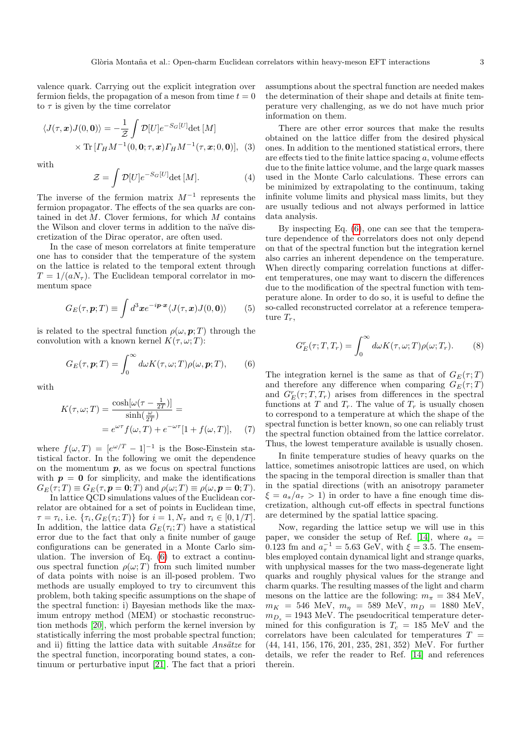valence quark. Carrying out the explicit integration over fermion fields, the propagation of a meson from time $t = 0$ to $\tau$ is given by the time correlator

$$\langle J(\tau, \boldsymbol{x}) J(0, \boldsymbol{0})\rangle = -\frac{1}{\mathcal{Z}} \int \mathcal{D}[U] e^{-S_G[U]} \det[M] \times \operatorname{Tr}[\Gamma_H M^{-1}(0, \boldsymbol{0}; \tau, \boldsymbol{x}) \Gamma_H M^{-1}(\tau, \boldsymbol{x}; 0, \boldsymbol{0})], \quad (3)$$

with

$$\mathcal{Z} = \int \mathcal{D}[U] e^{-S_G[U]} \det[M]. \quad (4)$$

The inverse of the fermion matrix $M^{-1}$ represents the fermion propagator. The effects of the sea quarks are contained in $\det M$. Clover fermions, for which $M$ contains the Wilson and clover terms in addition to the naïve discretization of the Dirac operator, are often used.

In the case of meson correlators at finite temperature one has to consider that the temperature of the system on the lattice is related to the temporal extent through $T = 1/(aN_\tau)$. The Euclidean temporal correlator in momentum space

$$G_E(\tau, \boldsymbol{p}; T) \equiv \int d^3\boldsymbol{x} e^{-i\boldsymbol{p}\cdot\boldsymbol{x}} \langle J(\tau, \boldsymbol{x}) J(0, \boldsymbol{0})\rangle \quad (5)$$

is related to the spectral function $\rho(\omega, \boldsymbol{p}; T)$ through the convolution with a known kernel $K(\tau, \omega; T)$:

$$G_E(\tau, \boldsymbol{p}; T) = \int_0^\infty d\omega K(\tau, \omega; T) \rho(\omega, \boldsymbol{p}; T), \quad (6)$$

with

$$K(\tau, \omega; T) = \frac{\cosh[\omega(\tau - \frac{1}{2T})]}{\sinh(\frac{\omega}{2T})} = e^{\omega\tau} f(\omega, T) + e^{-\omega\tau}[1 + f(\omega, T)], \quad (7)$$

where $f(\omega, T) = [e^{\omega/T} - 1]^{-1}$ is the Bose-Einstein statistical factor. In the following we omit the dependence on the momentum $\boldsymbol{p}$, as we focus on spectral functions with $\boldsymbol{p} = \boldsymbol{0}$ for simplicity, and make the identifications $G_E(\tau; T) \equiv G_E(\tau, \boldsymbol{p} = \boldsymbol{0}; T)$ and $\rho(\omega; T) \equiv \rho(\omega, \boldsymbol{p} = \boldsymbol{0}; T)$.

In lattice QCD simulations values of the Euclidean correlator are obtained for a set of points in Euclidean time, $\tau = \tau_i$, i.e. $\{\tau_i, G_E(\tau_i; T)\}$ for $i = 1, N_\tau$ and $\tau_i \in [0, 1/T]$. In addition, the lattice data $G_E(\tau_i; T)$ have a statistical error due to the fact that only a finite number of gauge configurations can be generated in a Monte Carlo simulation. The inversion of Eq. (6) to extract a continuous spectral function $\rho(\omega; T)$ from such limited number of data points with noise is an ill-posed problem. Two methods are usually employed to try to circumvent this problem, both taking specific assumptions on the shape of the spectral function: i) Bayesian methods like the maximum entropy method (MEM) or stochastic reconstruction methods [20], which perform the kernel inversion by statistically inferring the most probable spectral function; and ii) fitting the lattice data with suitable *Ansätze* for the spectral function, incorporating bound states, a continuum or perturbative input [21]. The fact that a priori assumptions about the spectral function are needed makes the determination of their shape and details at finite temperature very challenging, as we do not have much prior information on them.

There are other error sources that make the results obtained on the lattice differ from the desired physical ones. In addition to the mentioned statistical errors, there are effects tied to the finite lattice spacing $a$, volume effects due to the finite lattice volume, and the large quark masses used in the Monte Carlo calculations. These errors can be minimized by extrapolating to the continuum, taking infinite volume limits and physical mass limits, but they are usually tedious and not always performed in lattice data analysis.

By inspecting Eq. (6), one can see that the temperature dependence of the correlators does not only depend on that of the spectral function but the integration kernel also carries an inherent dependence on the temperature. When directly comparing correlation functions at different temperatures, one may want to discern the differences due to the modification of the spectral function with temperature alone. In order to do so, it is useful to define the so-called reconstructed correlator at a reference temperature $T_r$,

$$G_E^r(\tau; T, T_r) = \int_0^\infty d\omega K(\tau, \omega; T) \rho(\omega; T_r). \quad (8)$$

The integration kernel is the same as that of $G_E(\tau; T)$ and therefore any difference when comparing $G_E(\tau; T)$ and $G_E^r(\tau; T, T_r)$ arises from differences in the spectral functions at $T$ and $T_r$. The value of $T_r$ is usually chosen to correspond to a temperature at which the shape of the spectral function is better known, so one can reliably trust the spectral function obtained from the lattice correlator. Thus, the lowest temperature available is usually chosen.

In finite temperature studies of heavy quarks on the lattice, sometimes anisotropic lattices are used, on which the spacing in the temporal direction is smaller than that in the spatial directions (with an anisotropy parameter $\xi = a_s/a_\tau > 1$) in order to have a fine enough time discretization, although cut-off effects in spectral functions are determined by the spatial lattice spacing.

Now, regarding the lattice setup we will use in this paper, we consider the setup of Ref. [14], where $a_s = 0.123$ fm and $a_\tau^{-1} = 5.63$ GeV, with $\xi = 3.5$. The ensembles employed contain dynamical light and strange quarks, with unphysical masses for the two mass-degenerate light quarks and roughly physical values for the strange and charm quarks. The resulting masses of the light and charm mesons on the lattice are the following: $m_\pi = 384$ MeV, $m_K = 546$ MeV, $m_\eta = 589$ MeV, $m_D = 1880$ MeV, $m_{D_s} = 1943$ MeV. The pseudocritical temperature determined for this configuration is $T_c = 185$ MeV and the correlators have been calculated for temperatures $T = (44, 141, 156, 176, 201, 235, 281, 352)$ MeV. For further details, we refer the reader to Ref. [14] and references therein.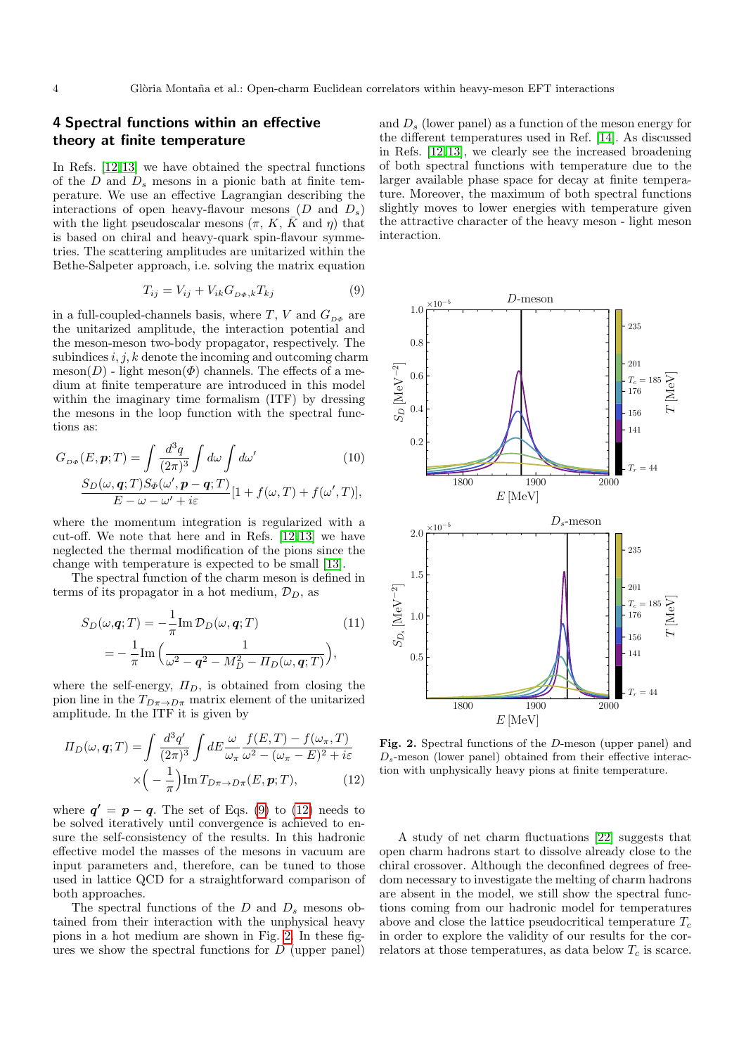## 4 Spectral functions within an effective theory at finite temperature

In Refs. [12,13] we have obtained the spectral functions of the $D$ and $D_s$ mesons in a pionic bath at finite temperature. We use an effective Lagrangian describing the interactions of open heavy-flavour mesons ($D$ and $D_s$) with the light pseudoscalar mesons ($\pi$, $K$, $\bar{K}$ and $\eta$) that is based on chiral and heavy-quark spin-flavour symmetries. The scattering amplitudes are unitarized within the Bethe-Salpeter approach, i.e. solving the matrix equation

$$T_{ij} = V_{ij} + V_{ik} G_{D\Phi,k} T_{kj} \tag{9}$$

in a full-coupled-channels basis, where $T$, $V$ and $G_{D\Phi}$ are the unitarized amplitude, the interaction potential and the meson-meson two-body propagator, respectively. The subindices $i, j, k$ denote the incoming and outcoming charm meson($D$) - light meson($\Phi$) channels. The effects of a medium at finite temperature are introduced in this model within the imaginary time formalism (ITF) by dressing the mesons in the loop function with the spectral functions as:

$$G_{D\Phi}(E, \boldsymbol{p}; T) = \int \frac{d^3q}{(2\pi)^3} \int d\omega \int d\omega' \frac{S_D(\omega, \boldsymbol{q}; T) S_\Phi(\omega', \boldsymbol{p}-\boldsymbol{q}; T)}{E - \omega - \omega' + i\varepsilon} [1 + f(\omega, T) + f(\omega', T)], \tag{10}$$

where the momentum integration is regularized with a cut-off. We note that here and in Refs. [12,13] we have neglected the thermal modification of the pions since the change with temperature is expected to be small [13].

The spectral function of the charm meson is defined in terms of its propagator in a hot medium, $\mathcal{D}_D$, as

$$\begin{aligned} S_D(\omega, \boldsymbol{q}; T) &= -\frac{1}{\pi} \mathrm{Im}\, \mathcal{D}_D(\omega, \boldsymbol{q}; T) \\ &= -\frac{1}{\pi} \mathrm{Im} \Big( \frac{1}{\omega^2 - \boldsymbol{q}^2 - M_D^2 - \Pi_D(\omega, \boldsymbol{q}; T)} \Big), \end{aligned} \tag{11}$$

where the self-energy, $\Pi_D$, is obtained from closing the pion line in the $T_{D\pi \to D\pi}$ matrix element of the unitarized amplitude. In the ITF it is given by

$$\begin{aligned} \Pi_D(\omega, \boldsymbol{q}; T) = \int \frac{d^3q'}{(2\pi)^3} \int dE \frac{\omega}{\omega_\pi} \frac{f(E, T) - f(\omega_\pi, T)}{\omega^2 - (\omega_\pi - E)^2 + i\varepsilon} \\ \times \Big( -\frac{1}{\pi} \Big) \mathrm{Im}\, T_{D\pi \to D\pi}(E, \boldsymbol{p}; T), \end{aligned} \tag{12}$$

where $\boldsymbol{q'} = \boldsymbol{p} - \boldsymbol{q}$. The set of Eqs. (9) to (12) needs to be solved iteratively until convergence is achieved to ensure the self-consistency of the results. In this hadronic effective model the masses of the mesons in vacuum are input parameters and, therefore, can be tuned to those used in lattice QCD for a straightforward comparison of both approaches.

The spectral functions of the $D$ and $D_s$ mesons obtained from their interaction with the unphysical heavy pions in a hot medium are shown in Fig. 2. In these figures we show the spectral functions for $D$ (upper panel) and $D_s$ (lower panel) as a function of the meson energy for the different temperatures used in Ref. [14]. As discussed in Refs. [12,13], we clearly see the increased broadening of both spectral functions with temperature due to the larger available phase space for decay at finite temperature. Moreover, the maximum of both spectral functions slightly moves to lower energies with temperature given the attractive character of the heavy meson - light meson interaction.

**Fig. 2.** Spectral functions of the $D$-meson (upper panel) and $D_s$-meson (lower panel) obtained from their effective interaction with unphysically heavy pions at finite temperature.

A study of net charm fluctuations [22] suggests that open charm hadrons start to dissolve already close to the chiral crossover. Although the deconfined degrees of freedom necessary to investigate the melting of charm hadrons are absent in the model, we still show the spectral functions coming from our hadronic model for temperatures above and close the lattice pseudocritical temperature $T_c$ in order to explore the validity of our results for the correlators at those temperatures, as data below $T_c$ is scarce.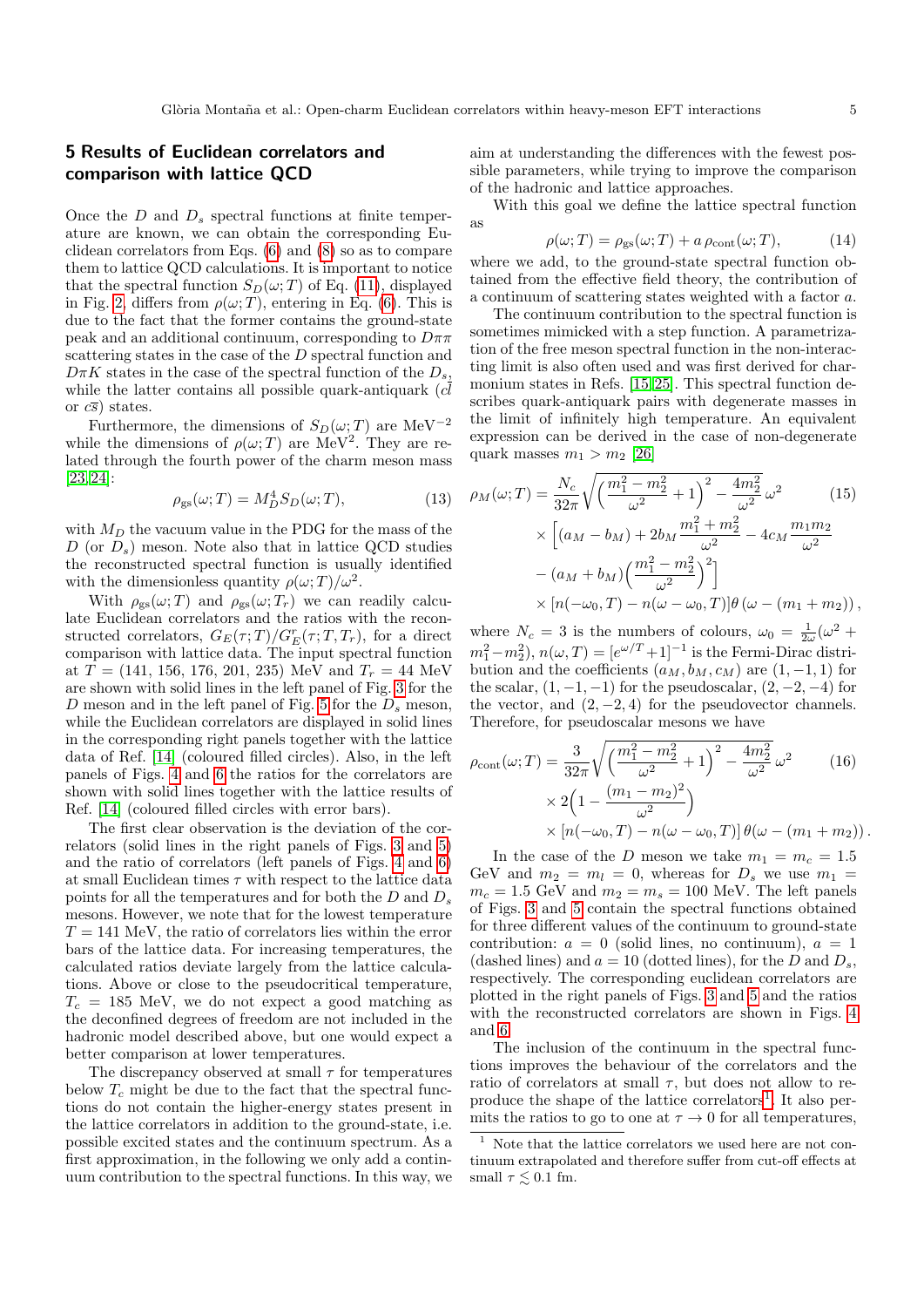## 5 Results of Euclidean correlators and comparison with lattice QCD

Once the $D$ and $D_s$ spectral functions at finite temperature are known, we can obtain the corresponding Euclidean correlators from Eqs. (6) and (8) so as to compare them to lattice QCD calculations. It is important to notice that the spectral function $S_D(\omega;T)$ of Eq. (11), displayed in Fig. 2, differs from $\rho(\omega;T)$, entering in Eq. (6). This is due to the fact that the former contains the ground-state peak and an additional continuum, corresponding to $D\pi\pi$ scattering states in the case of the $D$ spectral function and $D\pi K$ states in the case of the spectral function of the $D_s$, while the latter contains all possible quark-antiquark ($c\bar{l}$ or $c\bar{s}$) states.

Furthermore, the dimensions of $S_D(\omega;T)$ are MeV$^{-2}$ while the dimensions of $\rho(\omega;T)$ are MeV$^2$. They are related through the fourth power of the charm meson mass [23,24]:

$$\rho_{\rm gs}(\omega;T) = M_D^4 S_D(\omega;T), \tag{13}$$

with $M_D$ the vacuum value in the PDG for the mass of the $D$ (or $D_s$) meson. Note also that in lattice QCD studies the reconstructed spectral function is usually identified with the dimensionless quantity $\rho(\omega;T)/\omega^2$.

With $\rho_{\rm gs}(\omega;T)$ and $\rho_{\rm gs}(\omega;T_r)$ we can readily calculate Euclidean correlators and the ratios with the reconstructed correlators, $G_E(\tau;T)/G_E^r(\tau;T,T_r)$, for a direct comparison with lattice data. The input spectral function at $T = (141, 156, 176, 201, 235)$ MeV and $T_r = 44$ MeV are shown with solid lines in the left panel of Fig. 3 for the $D$ meson and in the left panel of Fig. 5 for the $D_s$ meson, while the Euclidean correlators are displayed in solid lines in the corresponding right panels together with the lattice data of Ref. [14] (coloured filled circles). Also, in the left panels of Figs. 4 and 6 the ratios for the correlators are shown with solid lines together with the lattice results of Ref. [14] (coloured filled circles with error bars).

The first clear observation is the deviation of the correlators (solid lines in the right panels of Figs. 3 and 5) and the ratio of correlators (left panels of Figs. 4 and 6) at small Euclidean times $\tau$ with respect to the lattice data points for all the temperatures and for both the $D$ and $D_s$ mesons. However, we note that for the lowest temperature $T = 141$ MeV, the ratio of correlators lies within the error bars of the lattice data. For increasing temperatures, the calculated ratios deviate largely from the lattice calculations. Above or close to the pseudocritical temperature, $T_c = 185$ MeV, we do not expect a good matching as the deconfined degrees of freedom are not included in the hadronic model described above, but one would expect a better comparison at lower temperatures.

The discrepancy observed at small $\tau$ for temperatures below $T_c$ might be due to the fact that the spectral functions do not contain the higher-energy states present in the lattice correlators in addition to the ground-state, i.e. possible excited states and the continuum spectrum. As a first approximation, in the following we only add a continuum contribution to the spectral functions. In this way, we aim at understanding the differences with the fewest possible parameters, while trying to improve the comparison of the hadronic and lattice approaches.

With this goal we define the lattice spectral function as

$$\rho(\omega;T) = \rho_{\rm gs}(\omega;T) + a\,\rho_{\rm cont}(\omega;T), \tag{14}$$

where we add, to the ground-state spectral function obtained from the effective field theory, the contribution of a continuum of scattering states weighted with a factor $a$.

The continuum contribution to the spectral function is sometimes mimicked with a step function. A parametrization of the free meson spectral function in the non-interacting limit is also often used and was first derived for charmonium states in Refs. [15,25]. This spectral function describes quark-antiquark pairs with degenerate masses in the limit of infinitely high temperature. An equivalent expression can be derived in the case of non-degenerate quark masses $m_1 > m_2$ [26]

$$\begin{aligned}
\rho_M(\omega;T) = {} & \frac{N_c}{32\pi}\sqrt{\left(\frac{m_1^2-m_2^2}{\omega^2}+1\right)^2 - \frac{4m_2^2}{\omega^2}}\,\omega^2 \\
& \times\Bigg[(a_M-b_M) + 2b_M\frac{m_1^2+m_2^2}{\omega^2} - 4c_M\frac{m_1 m_2}{\omega^2} \\
& - (a_M+b_M)\left(\frac{m_1^2-m_2^2}{\omega^2}\right)^2\Bigg] \\
& \times\left[n(-\omega_0,T) - n(\omega-\omega_0,T)\right]\theta\left(\omega-(m_1+m_2)\right),
\end{aligned} \tag{15}$$

where $N_c = 3$ is the numbers of colours, $\omega_0 = \frac{1}{2\omega}(\omega^2 + m_1^2 - m_2^2)$, $n(\omega,T) = [e^{\omega/T}+1]^{-1}$ is the Fermi-Dirac distribution and the coefficients $(a_M, b_M, c_M)$ are $(1,-1,1)$ for the scalar, $(1,-1,-1)$ for the pseudoscalar, $(2,-2,-4)$ for the vector, and $(2,-2,4)$ for the pseudovector channels. Therefore, for pseudoscalar mesons we have

$$\begin{aligned}
\rho_{\rm cont}(\omega;T) = {} & \frac{3}{32\pi}\sqrt{\left(\frac{m_1^2-m_2^2}{\omega^2}+1\right)^2 - \frac{4m_2^2}{\omega^2}}\,\omega^2 \\
& \times 2\left(1-\frac{(m_1-m_2)^2}{\omega^2}\right) \\
& \times\left[n(-\omega_0,T) - n(\omega-\omega_0,T)\right]\theta\left(\omega-(m_1+m_2)\right).
\end{aligned} \tag{16}$$

In the case of the $D$ meson we take $m_1 = m_c = 1.5$ GeV and $m_2 = m_l = 0$, whereas for $D_s$ we use $m_1 = m_c = 1.5$ GeV and $m_2 = m_s = 100$ MeV. The left panels of Figs. 3 and 5 contain the spectral functions obtained for three different values of the continuum to ground-state contribution: $a = 0$ (solid lines, no continuum), $a = 1$ (dashed lines) and $a = 10$ (dotted lines), for the $D$ and $D_s$, respectively. The corresponding euclidean correlators are plotted in the right panels of Figs. 3 and 5 and the ratios with the reconstructed correlators are shown in Figs. 4 and 6.

The inclusion of the continuum in the spectral functions improves the behaviour of the correlators and the ratio of correlators at small $\tau$, but does not allow to reproduce the shape of the lattice correlators[1]. It also permits the ratios to go to one at $\tau \to 0$ for all temperatures,

[1] Note that the lattice correlators we used here are not continuum extrapolated and therefore suffer from cut-off effects at small $\tau \lesssim 0.1$ fm.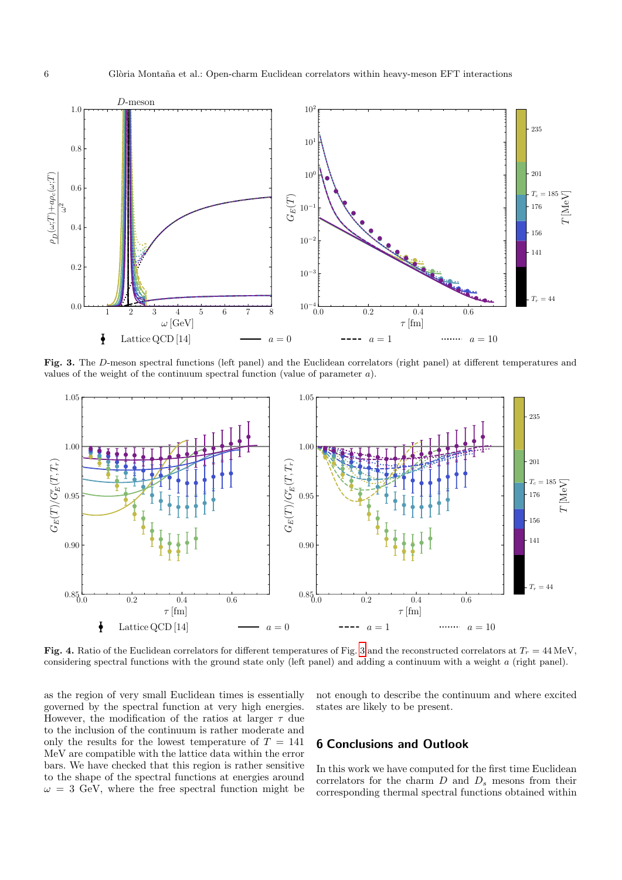**Fig. 3.** The $D$-meson spectral functions (left panel) and the Euclidean correlators (right panel) at different temperatures and values of the weight of the continuum spectral function (value of parameter $a$).

**Fig. 4.** Ratio of the Euclidean correlators for different temperatures of Fig. 3 and the reconstructed correlators at $T_r = 44\,\text{MeV}$, considering spectral functions with the ground state only (left panel) and adding a continuum with a weight $a$ (right panel).

as the region of very small Euclidean times is essentially governed by the spectral function at very high energies. However, the modification of the ratios at larger $\tau$ due to the inclusion of the continuum is rather moderate and only the results for the lowest temperature of $T = 141$ MeV are compatible with the lattice data within the error bars. We have checked that this region is rather sensitive to the shape of the spectral functions at energies around $\omega = 3$ GeV, where the free spectral function might be not enough to describe the continuum and where excited states are likely to be present.

## 6 Conclusions and Outlook

In this work we have computed for the first time Euclidean correlators for the charm $D$ and $D_s$ mesons from their corresponding thermal spectral functions obtained within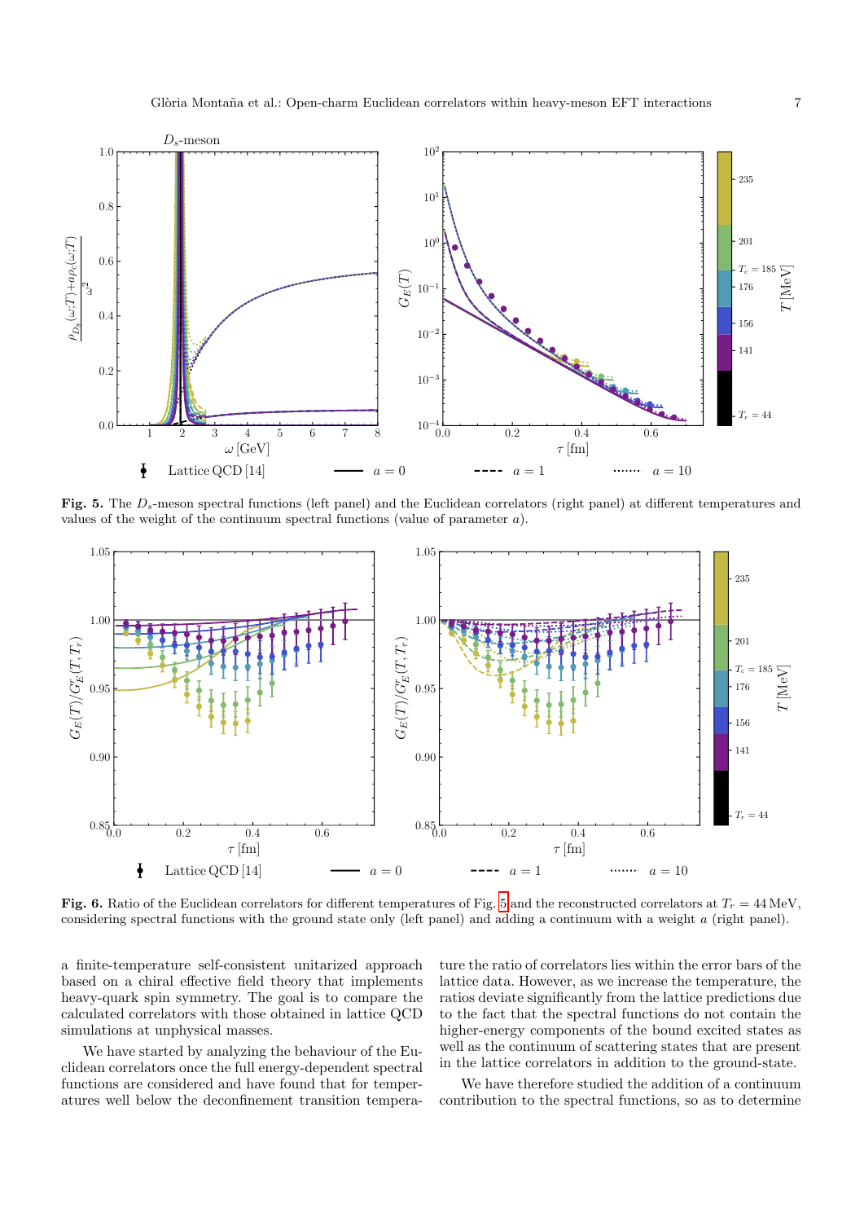**Fig. 5.** The $D_s$-meson spectral functions (left panel) and the Euclidean correlators (right panel) at different temperatures and values of the weight of the continuum spectral functions (value of parameter $a$).

**Fig. 6.** Ratio of the Euclidean correlators for different temperatures of Fig. 5 and the reconstructed correlators at $T_r = 44\,\mathrm{MeV}$, considering spectral functions with the ground state only (left panel) and adding a continuum with a weight $a$ (right panel).

a finite-temperature self-consistent unitarized approach based on a chiral effective field theory that implements heavy-quark spin symmetry. The goal is to compare the calculated correlators with those obtained in lattice QCD simulations at unphysical masses.

We have started by analyzing the behaviour of the Euclidean correlators once the full energy-dependent spectral functions are considered and have found that for temperatures well below the deconfinement transition temperature the ratio of correlators lies within the error bars of the lattice data. However, as we increase the temperature, the ratios deviate significantly from the lattice predictions due to the fact that the spectral functions do not contain the higher-energy components of the bound excited states as well as the continuum of scattering states that are present in the lattice correlators in addition to the ground-state.

We have therefore studied the addition of a continuum contribution to the spectral functions, so as to determine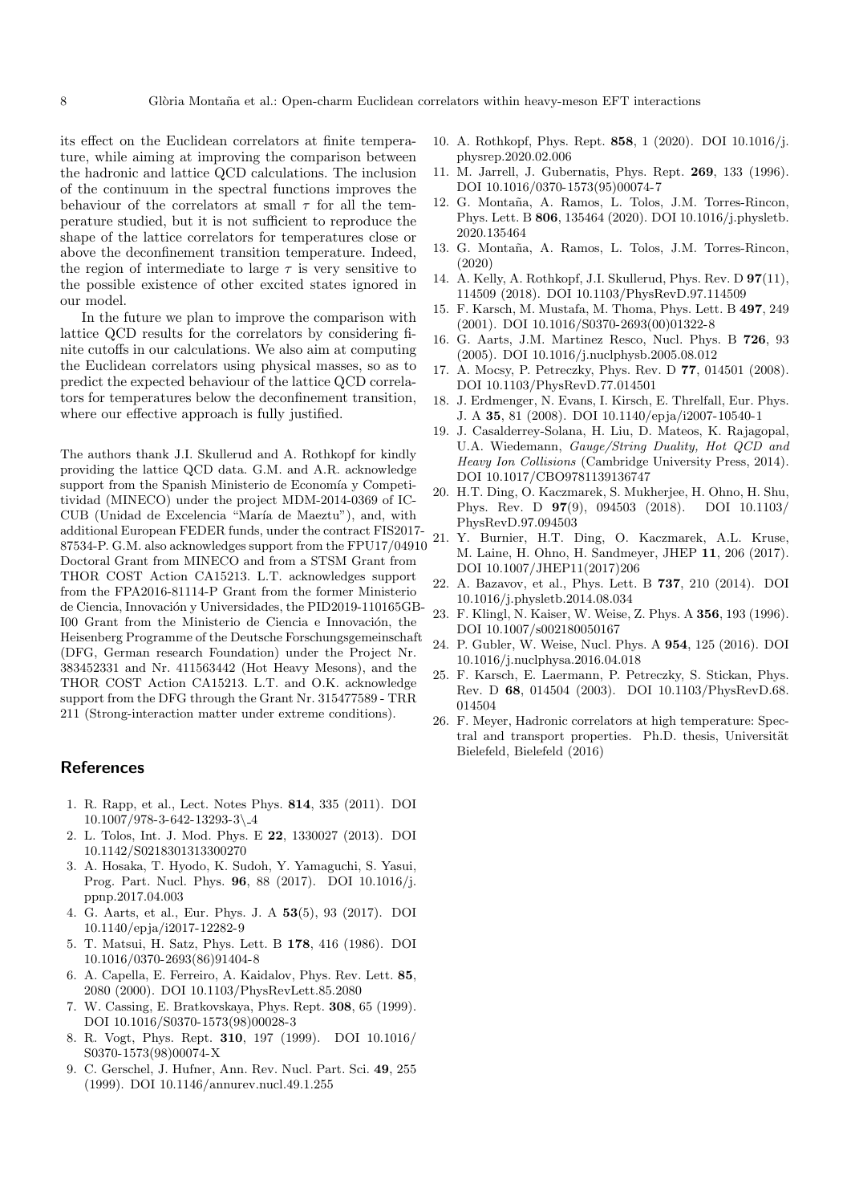its effect on the Euclidean correlators at finite temperature, while aiming at improving the comparison between the hadronic and lattice QCD calculations. The inclusion of the continuum in the spectral functions improves the behaviour of the correlators at small $\tau$ for all the temperature studied, but it is not sufficient to reproduce the shape of the lattice correlators for temperatures close or above the deconfinement transition temperature. Indeed, the region of intermediate to large $\tau$ is very sensitive to the possible existence of other excited states ignored in our model.

In the future we plan to improve the comparison with lattice QCD results for the correlators by considering finite cutoffs in our calculations. We also aim at computing the Euclidean correlators using physical masses, so as to predict the expected behaviour of the lattice QCD correlators for temperatures below the deconfinement transition, where our effective approach is fully justified.

The authors thank J.I. Skullerud and A. Rothkopf for kindly providing the lattice QCD data. G.M. and A.R. acknowledge support from the Spanish Ministerio de Economía y Competitividad (MINECO) under the project MDM-2014-0369 of ICCUB (Unidad de Excelencia "María de Maeztu"), and, with additional European FEDER funds, under the contract FIS2017-87534-P. G.M. also acknowledges support from the FPU17/04910 Doctoral Grant from MINECO and from a STSM Grant from THOR COST Action CA15213. L.T. acknowledges support from the FPA2016-81114-P Grant from the former Ministerio de Ciencia, Innovación y Universidades, the PID2019-110165GB-I00 Grant from the Ministerio de Ciencia e Innovación, the Heisenberg Programme of the Deutsche Forschungsgemeinschaft (DFG, German research Foundation) under the Project Nr. 383452331 and Nr. 411563442 (Hot Heavy Mesons), and the THOR COST Action CA15213. L.T. and O.K. acknowledge support from the DFG through the Grant Nr. 315477589 - TRR 211 (Strong-interaction matter under extreme conditions).

## References

1. R. Rapp, et al., Lect. Notes Phys. **814**, 335 (2011). DOI 10.1007/978-3-642-13293-3\_4
2. L. Tolos, Int. J. Mod. Phys. E **22**, 1330027 (2013). DOI 10.1142/S0218301313300270
3. A. Hosaka, T. Hyodo, K. Sudoh, Y. Yamaguchi, S. Yasui, Prog. Part. Nucl. Phys. **96**, 88 (2017). DOI 10.1016/j.ppnp.2017.04.003
4. G. Aarts, et al., Eur. Phys. J. A **53**(5), 93 (2017). DOI 10.1140/epja/i2017-12282-9
5. T. Matsui, H. Satz, Phys. Lett. B **178**, 416 (1986). DOI 10.1016/0370-2693(86)91404-8
6. A. Capella, E. Ferreiro, A. Kaidalov, Phys. Rev. Lett. **85**, 2080 (2000). DOI 10.1103/PhysRevLett.85.2080
7. W. Cassing, E. Bratkovskaya, Phys. Rept. **308**, 65 (1999). DOI 10.1016/S0370-1573(98)00028-3
8. R. Vogt, Phys. Rept. **310**, 197 (1999). DOI 10.1016/S0370-1573(98)00074-X
9. C. Gerschel, J. Hufner, Ann. Rev. Nucl. Part. Sci. **49**, 255 (1999). DOI 10.1146/annurev.nucl.49.1.255
10. A. Rothkopf, Phys. Rept. **858**, 1 (2020). DOI 10.1016/j.physrep.2020.02.006
11. M. Jarrell, J. Gubernatis, Phys. Rept. **269**, 133 (1996). DOI 10.1016/0370-1573(95)00074-7
12. G. Montaña, A. Ramos, L. Tolos, J.M. Torres-Rincon, Phys. Lett. B **806**, 135464 (2020). DOI 10.1016/j.physletb.2020.135464
13. G. Montaña, A. Ramos, L. Tolos, J.M. Torres-Rincon, (2020)
14. A. Kelly, A. Rothkopf, J.I. Skullerud, Phys. Rev. D **97**(11), 114509 (2018). DOI 10.1103/PhysRevD.97.114509
15. F. Karsch, M. Mustafa, M. Thoma, Phys. Lett. B **497**, 249 (2001). DOI 10.1016/S0370-2693(00)01322-8
16. G. Aarts, J.M. Martinez Resco, Nucl. Phys. B **726**, 93 (2005). DOI 10.1016/j.nuclphysb.2005.08.012
17. A. Mocsy, P. Petreczky, Phys. Rev. D **77**, 014501 (2008). DOI 10.1103/PhysRevD.77.014501
18. J. Erdmenger, N. Evans, I. Kirsch, E. Threlfall, Eur. Phys. J. A **35**, 81 (2008). DOI 10.1140/epja/i2007-10540-1
19. J. Casalderrey-Solana, H. Liu, D. Mateos, K. Rajagopal, U.A. Wiedemann, *Gauge/String Duality, Hot QCD and Heavy Ion Collisions* (Cambridge University Press, 2014). DOI 10.1017/CBO9781139136747
20. H.T. Ding, O. Kaczmarek, S. Mukherjee, H. Ohno, H. Shu, Phys. Rev. D **97**(9), 094503 (2018). DOI 10.1103/PhysRevD.97.094503
21. Y. Burnier, H.T. Ding, O. Kaczmarek, A.L. Kruse, M. Laine, H. Ohno, H. Sandmeyer, JHEP **11**, 206 (2017). DOI 10.1007/JHEP11(2017)206
22. A. Bazavov, et al., Phys. Lett. B **737**, 210 (2014). DOI 10.1016/j.physletb.2014.08.034
23. F. Klingl, N. Kaiser, W. Weise, Z. Phys. A **356**, 193 (1996). DOI 10.1007/s002180050167
24. P. Gubler, W. Weise, Nucl. Phys. A **954**, 125 (2016). DOI 10.1016/j.nuclphysa.2016.04.018
25. F. Karsch, E. Laermann, P. Petreczky, S. Stickan, Phys. Rev. D **68**, 014504 (2003). DOI 10.1103/PhysRevD.68.014504
26. F. Meyer, Hadronic correlators at high temperature: Spectral and transport properties. Ph.D. thesis, Universität Bielefeld, Bielefeld (2016)